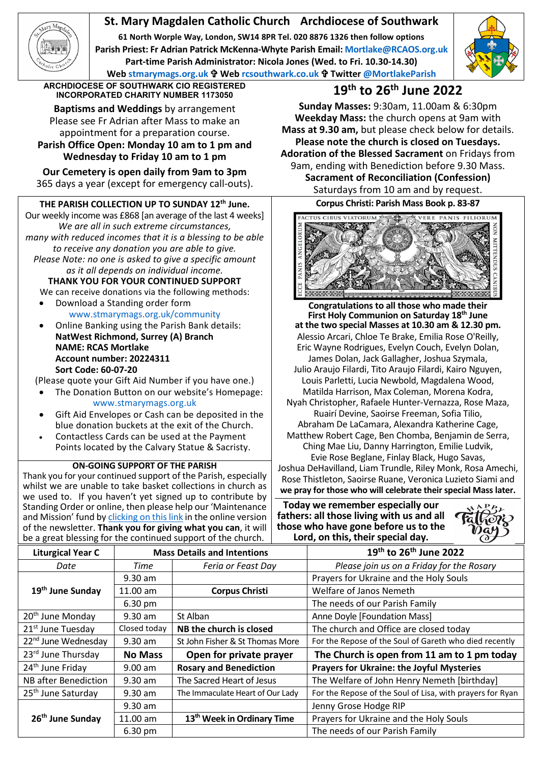# St. Mary Magdalen Catholic Church Archdiocese of Southwark

**61 North Worple Way, London, SW14 8PR Tel. 020 8876 1326 then follow options**
**Parish Priest: Fr Adrian Patrick McKenna-Whyte Parish Email: Mortlake@RCAOS.org.uk**
**Part-time Parish Administrator: Nicola Jones (Wed. to Fri. 10.30-14.30)**
**Web stmarymags.org.uk ✠ Web rcsouthwark.co.uk ✠ Twitter @MortlakeParish**

ARCHDIOCESE OF SOUTHWARK CIO REGISTERED INCORPORATED CHARITY NUMBER 1173050

**Baptisms and Weddings** by arrangement
Please see Fr Adrian after Mass to make an appointment for a preparation course.
**Parish Office Open: Monday 10 am to 1 pm and Wednesday to Friday 10 am to 1 pm**

**Our Cemetery is open daily from 9am to 3pm**
365 days a year (except for emergency call-outs).

## 19th to 26th June 2022

**Sunday Masses:** 9:30am, 11.00am & 6:30pm
**Weekday Mass:** the church opens at 9am with **Mass at 9.30 am,** but please check below for details.
**Please note the church is closed on Tuesdays.**
**Adoration of the Blessed Sacrament** on Fridays from 9am, ending with Benediction before 9.30 Mass.
**Sacrament of Reconciliation (Confession)**
Saturdays from 10 am and by request.

### THE PARISH COLLECTION UP TO SUNDAY 12th June.

Our weekly income was £868 [an average of the last 4 weeks]
*We are all in such extreme circumstances, many with reduced incomes that it is a blessing to be able to receive any donation you are able to give.*
*Please Note: no one is asked to give a specific amount as it all depends on individual income.*

**THANK YOU FOR YOUR CONTINUED SUPPORT**

We can receive donations via the following methods:

- Download a Standing order form www.stmarymags.org.uk/community
- Online Banking using the Parish Bank details:
  **NatWest Richmond, Surrey (A) Branch**
  **NAME: RCAS Mortlake**
  **Account number: 20224311**
  **Sort Code: 60-07-20**

(Please quote your Gift Aid Number if you have one.)

- The Donation Button on our website's Homepage: www.stmarymags.org.uk
- Gift Aid Envelopes or Cash can be deposited in the blue donation buckets at the exit of the Church.
- Contactless Cards can be used at the Payment Points located by the Calvary Statue & Sacristy.

### ON-GOING SUPPORT OF THE PARISH

Thank you for your continued support of the Parish, especially whilst we are unable to take basket collections in church as we used to. If you haven't yet signed up to contribute by Standing Order or online, then please help our 'Maintenance and Mission' fund by clicking on this link in the online version of the newsletter. **Thank you for giving what you can**, it will be a great blessing for the continued support of the church.

**Corpus Christi: Parish Mass Book p. 83-87**

**Congratulations to all those who made their First Holy Communion on Saturday 18th June at the two special Masses at 10.30 am & 12.30 pm.**
Alessio Arcari, Chloe Te Brake, Emilia Rose O'Reilly, Eric Wayne Rodrigues, Evelyn Couch, Evelyn Dolan, James Dolan, Jack Gallagher, Joshua Szymala, Julio Araujo Filardi, Tito Araujo Filardi, Kairo Nguyen, Louis Parletti, Lucia Newbold, Magdalena Wood, Matilda Harrison, Max Coleman, Morena Kodra, Nyah Christopher, Rafaele Hunter-Vernazza, Rose Maza, Ruairí Devine, Saoirse Freeman, Sofia Tilio, Abraham De LaCamara, Alexandra Katherine Cage, Matthew Robert Cage, Ben Chomba, Benjamin de Serra, Ching Mae Liu, Danny Harrington, Emilie Ludvik, Evie Rose Beglane, Finlay Black, Hugo Savas, Joshua DeHavilland, Liam Trundle, Riley Monk, Rosa Amechi, Rose Thistleton, Saoirse Ruane, Veronica Luzieto Siami and **we pray for those who will celebrate their special Mass later.**

**Today we remember especially our fathers: all those living with us and all those who have gone before us to the Lord, on this, their special day.**

| Liturgical Year C | Mass Details and Intentions | | 19th to 26th June 2022 |
|---|---|---|---|
| *Date* | *Time* | *Feria or Feast Day* | *Please join us on a Friday for the Rosary* |
| **19th June Sunday** | 9.30 am | | Prayers for Ukraine and the Holy Souls |
| | 11.00 am | **Corpus Christi** | Welfare of Janos Nemeth |
| | 6.30 pm | | The needs of our Parish Family |
| 20th June Monday | 9.30 am | St Alban | Anne Doyle [Foundation Mass] |
| 21st June Tuesday | Closed today | **NB the church is closed** | The church and Office are closed today |
| 22nd June Wednesday | 9.30 am | St John Fisher & St Thomas More | For the Repose of the Soul of Gareth who died recently |
| 23rd June Thursday | **No Mass** | **Open for private prayer** | **The Church is open from 11 am to 1 pm today** |
| 24th June Friday | 9.00 am | **Rosary and Benediction** | **Prayers for Ukraine: the Joyful Mysteries** |
| NB after Benediction | 9.30 am | The Sacred Heart of Jesus | The Welfare of John Henry Nemeth [birthday] |
| 25th June Saturday | 9.30 am | The Immaculate Heart of Our Lady | For the Repose of the Soul of Lisa, with prayers for Ryan |
| **26th June Sunday** | 9.30 am | | Jenny Grose Hodge RIP |
| | 11.00 am | **13th Week in Ordinary Time** | Prayers for Ukraine and the Holy Souls |
| | 6.30 pm | | The needs of our Parish Family |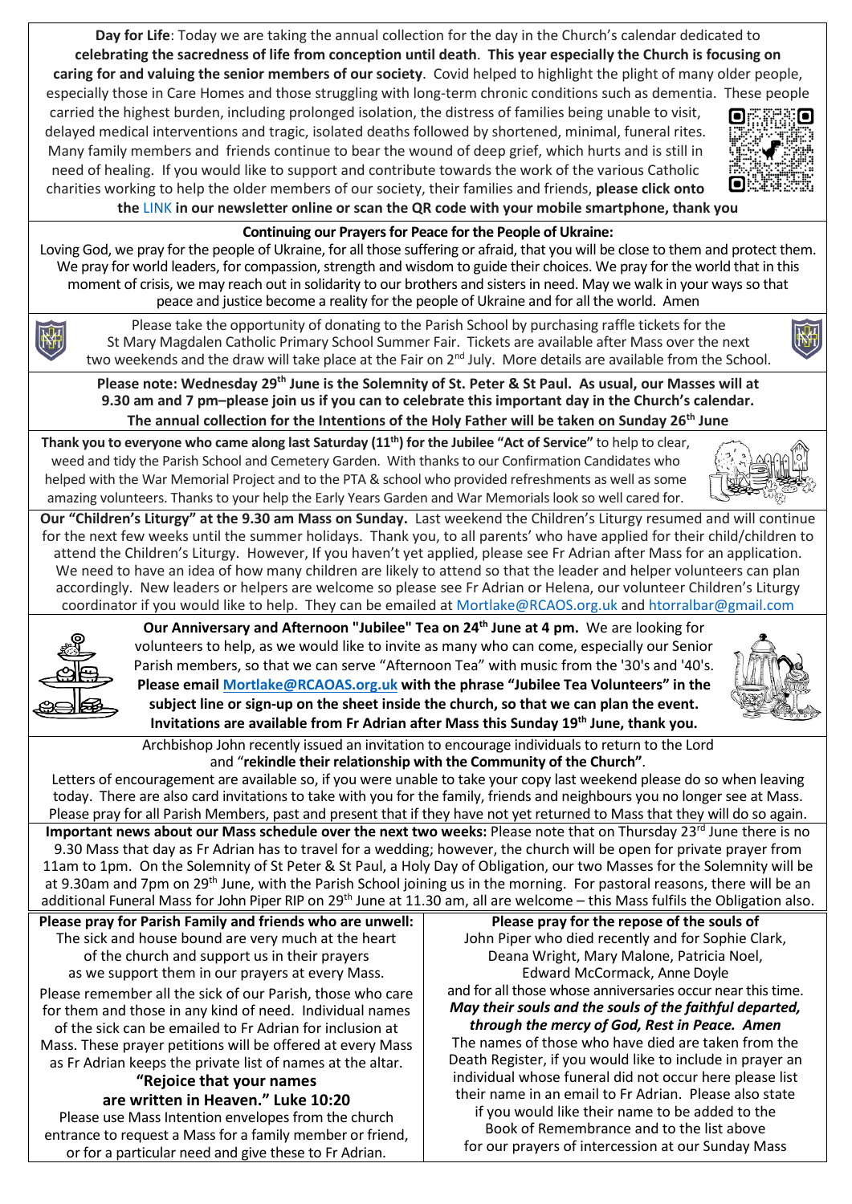**Day for Life**: Today we are taking the annual collection for the day in the Church's calendar dedicated to **celebrating the sacredness of life from conception until death**. **This year especially the Church is focusing on caring for and valuing the senior members of our society**. Covid helped to highlight the plight of many older people, especially those in Care Homes and those struggling with long-term chronic conditions such as dementia. These people carried the highest burden, including prolonged isolation, the distress of families being unable to visit, delayed medical interventions and tragic, isolated deaths followed by shortened, minimal, funeral rites. Many family members and friends continue to bear the wound of deep grief, which hurts and is still in need of healing. If you would like to support and contribute towards the work of the various Catholic charities working to help the older members of our society, their families and friends, **please click onto the** LINK **in our newsletter online or scan the QR code with your mobile smartphone, thank you**

**Continuing our Prayers for Peace for the People of Ukraine:**

Loving God, we pray for the people of Ukraine, for all those suffering or afraid, that you will be close to them and protect them. We pray for world leaders, for compassion, strength and wisdom to guide their choices. We pray for the world that in this moment of crisis, we may reach out in solidarity to our brothers and sisters in need. May we walk in your ways so that peace and justice become a reality for the people of Ukraine and for all the world. Amen

Please take the opportunity of donating to the Parish School by purchasing raffle tickets for the St Mary Magdalen Catholic Primary School Summer Fair. Tickets are available after Mass over the next two weekends and the draw will take place at the Fair on 2nd July. More details are available from the School.

**Please note: Wednesday 29th June is the Solemnity of St. Peter & St Paul. As usual, our Masses will at 9.30 am and 7 pm–please join us if you can to celebrate this important day in the Church's calendar.**
**The annual collection for the Intentions of the Holy Father will be taken on Sunday 26th June**

**Thank you to everyone who came along last Saturday (11th) for the Jubilee "Act of Service"** to help to clear, weed and tidy the Parish School and Cemetery Garden. With thanks to our Confirmation Candidates who helped with the War Memorial Project and to the PTA & school who provided refreshments as well as some amazing volunteers. Thanks to your help the Early Years Garden and War Memorials look so well cared for.

**Our "Children's Liturgy" at the 9.30 am Mass on Sunday.** Last weekend the Children's Liturgy resumed and will continue for the next few weeks until the summer holidays. Thank you, to all parents' who have applied for their child/children to attend the Children's Liturgy. However, If you haven't yet applied, please see Fr Adrian after Mass for an application. We need to have an idea of how many children are likely to attend so that the leader and helper volunteers can plan accordingly. New leaders or helpers are welcome so please see Fr Adrian or Helena, our volunteer Children's Liturgy coordinator if you would like to help. They can be emailed at Mortlake@RCAOS.org.uk and htorralbar@gmail.com

**Our Anniversary and Afternoon "Jubilee" Tea on 24th June at 4 pm.** We are looking for volunteers to help, as we would like to invite as many who can come, especially our Senior Parish members, so that we can serve "Afternoon Tea" with music from the '30's and '40's. **Please email Mortlake@RCAOAS.org.uk with the phrase "Jubilee Tea Volunteers" in the subject line or sign-up on the sheet inside the church, so that we can plan the event. Invitations are available from Fr Adrian after Mass this Sunday 19th June, thank you.**

Archbishop John recently issued an invitation to encourage individuals to return to the Lord and "**rekindle their relationship with the Community of the Church"**.
Letters of encouragement are available so, if you were unable to take your copy last weekend please do so when leaving today. There are also card invitations to take with you for the family, friends and neighbours you no longer see at Mass. Please pray for all Parish Members, past and present that if they have not yet returned to Mass that they will do so again.

**Important news about our Mass schedule over the next two weeks:** Please note that on Thursday 23rd June there is no 9.30 Mass that day as Fr Adrian has to travel for a wedding; however, the church will be open for private prayer from 11am to 1pm. On the Solemnity of St Peter & St Paul, a Holy Day of Obligation, our two Masses for the Solemnity will be at 9.30am and 7pm on 29th June, with the Parish School joining us in the morning. For pastoral reasons, there will be an additional Funeral Mass for John Piper RIP on 29th June at 11.30 am, all are welcome – this Mass fulfils the Obligation also.

**Please pray for Parish Family and friends who are unwell:**
The sick and house bound are very much at the heart of the church and support us in their prayers as we support them in our prayers at every Mass.
Please remember all the sick of our Parish, those who care for them and those in any kind of need. Individual names of the sick can be emailed to Fr Adrian for inclusion at Mass. These prayer petitions will be offered at every Mass as Fr Adrian keeps the private list of names at the altar.

**"Rejoice that your names are written in Heaven." Luke 10:20**

Please use Mass Intention envelopes from the church entrance to request a Mass for a family member or friend, or for a particular need and give these to Fr Adrian.

**Please pray for the repose of the souls of**
John Piper who died recently and for Sophie Clark, Deana Wright, Mary Malone, Patricia Noel, Edward McCormack, Anne Doyle
and for all those whose anniversaries occur near this time.
***May their souls and the souls of the faithful departed, through the mercy of God, Rest in Peace. Amen***
The names of those who have died are taken from the Death Register, if you would like to include in prayer an individual whose funeral did not occur here please list their name in an email to Fr Adrian. Please also state if you would like their name to be added to the Book of Remembrance and to the list above for our prayers of intercession at our Sunday Mass